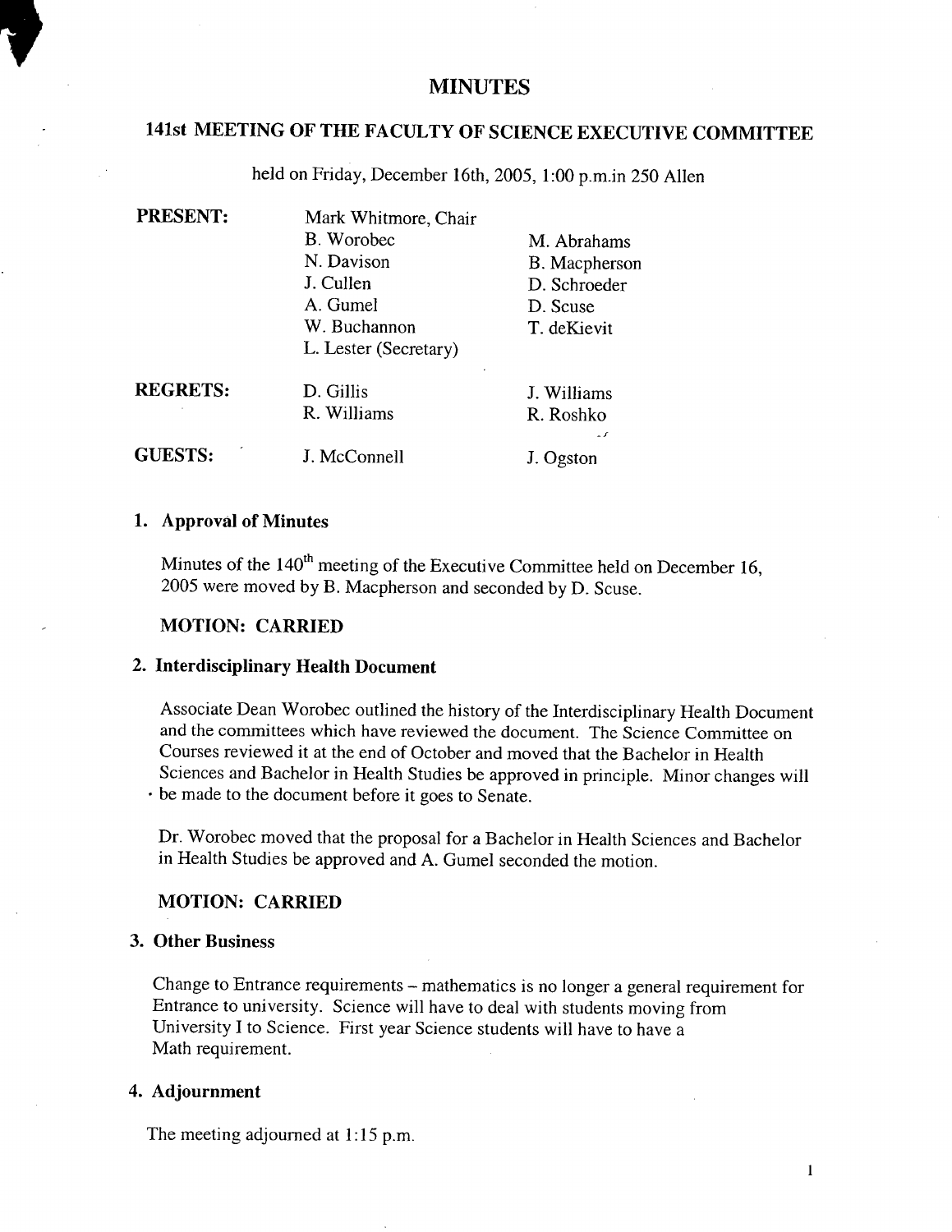# MINUTES

## 141st MEETING OF THE FACULTY OF SCIENCE EXECUTIVE COMMITTEE

held on Friday, December 16th, 2005, 1:00 p.m.in 250 Allen

| | | |
|---|---|---|
| **PRESENT:** | Mark Whitmore, Chair | |
| | B. Worobec | M. Abrahams |
| | N. Davison | B. Macpherson |
| | J. Cullen | D. Schroeder |
| | A. Gumel | D. Scuse |
| | W. Buchannon | T. deKievit |
| | L. Lester (Secretary) | |
| **REGRETS:** | D. Gillis | J. Williams |
| | R. Williams | R. Roshko |
| **GUESTS:** | J. McConnell | J. Ogston |

### 1. Approval of Minutes

Minutes of the 140th meeting of the Executive Committee held on December 16, 2005 were moved by B. Macpherson and seconded by D. Scuse.

**MOTION: CARRIED**

### 2. Interdisciplinary Health Document

Associate Dean Worobec outlined the history of the Interdisciplinary Health Document and the committees which have reviewed the document. The Science Committee on Courses reviewed it at the end of October and moved that the Bachelor in Health Sciences and Bachelor in Health Studies be approved in principle. Minor changes will be made to the document before it goes to Senate.

Dr. Worobec moved that the proposal for a Bachelor in Health Sciences and Bachelor in Health Studies be approved and A. Gumel seconded the motion.

**MOTION: CARRIED**

### 3. Other Business

Change to Entrance requirements – mathematics is no longer a general requirement for Entrance to university. Science will have to deal with students moving from University I to Science. First year Science students will have to have a Math requirement.

### 4. Adjournment

The meeting adjourned at 1:15 p.m.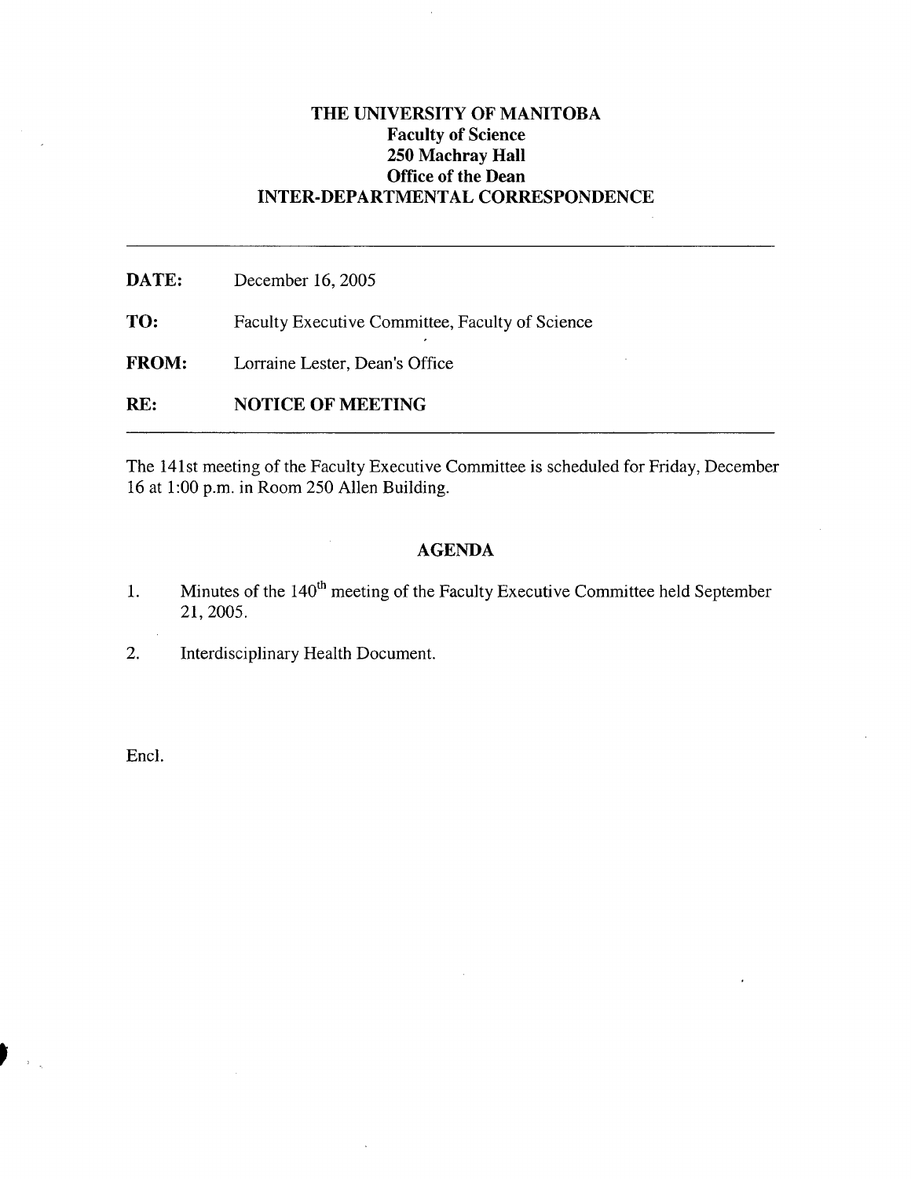**THE UNIVERSITY OF MANITOBA**
**Faculty of Science**
**250 Machray Hall**
**Office of the Dean**
**INTER-DEPARTMENTAL CORRESPONDENCE**

---

**DATE:** December 16, 2005

**TO:** Faculty Executive Committee, Faculty of Science

**FROM:** Lorraine Lester, Dean's Office

**RE:** **NOTICE OF MEETING**

---

The 141st meeting of the Faculty Executive Committee is scheduled for Friday, December 16 at 1:00 p.m. in Room 250 Allen Building.

## AGENDA

1. Minutes of the 140th meeting of the Faculty Executive Committee held September 21, 2005.

2. Interdisciplinary Health Document.

Encl.